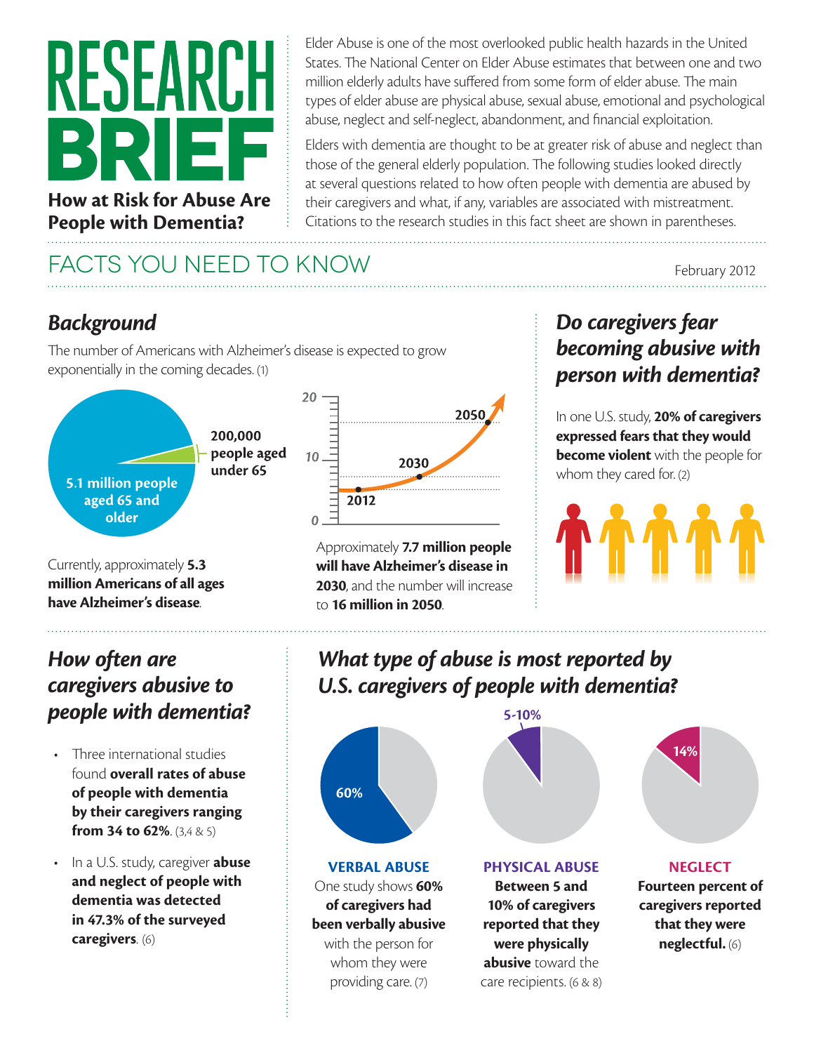# RESEARCH BRIEF

## How at Risk for Abuse Are People with Dementia?

Elder Abuse is one of the most overlooked public health hazards in the United States. The National Center on Elder Abuse estimates that between one and two million elderly adults have suffered from some form of elder abuse. The main types of elder abuse are physical abuse, sexual abuse, emotional and psychological abuse, neglect and self-neglect, abandonment, and financial exploitation.

Elders with dementia are thought to be at greater risk of abuse and neglect than those of the general elderly population. The following studies looked directly at several questions related to how often people with dementia are abused by their caregivers and what, if any, variables are associated with mistreatment. Citations to the research studies in this fact sheet are shown in parentheses.

## FACTS YOU NEED TO KNOW

February 2012

### *Background*

The number of Americans with Alzheimer's disease is expected to grow exponentially in the coming decades. (1)

5.1 million people aged 65 and older

200,000 people aged under 65

Currently, approximately **5.3 million Americans of all ages have Alzheimer's disease**.

20, 10, 0 — 2012, 2030, 2050

Approximately **7.7 million people will have Alzheimer's disease in 2030**, and the number will increase to **16 million in 2050**.

### *Do caregivers fear becoming abusive with person with dementia?*

In one U.S. study, **20% of caregivers expressed fears that they would become violent** with the people for whom they cared for. (2)

### *How often are caregivers abusive to people with dementia?*

- Three international studies found **overall rates of abuse of people with dementia by their caregivers ranging from 34 to 62%**. (3,4 & 5)
- In a U.S. study, caregiver **abuse and neglect of people with dementia was detected in 47.3% of the surveyed caregivers**. (6)

### *What type of abuse is most reported by U.S. caregivers of people with dementia?*

60% — **VERBAL ABUSE**
One study shows **60% of caregivers had been verbally abusive** with the person for whom they were providing care. (7)

5-10% — **PHYSICAL ABUSE**
**Between 5 and 10% of caregivers reported that they were physically abusive** toward the care recipients. (6 & 8)

14% — **NEGLECT**
**Fourteen percent of caregivers reported that they were neglectful.** (6)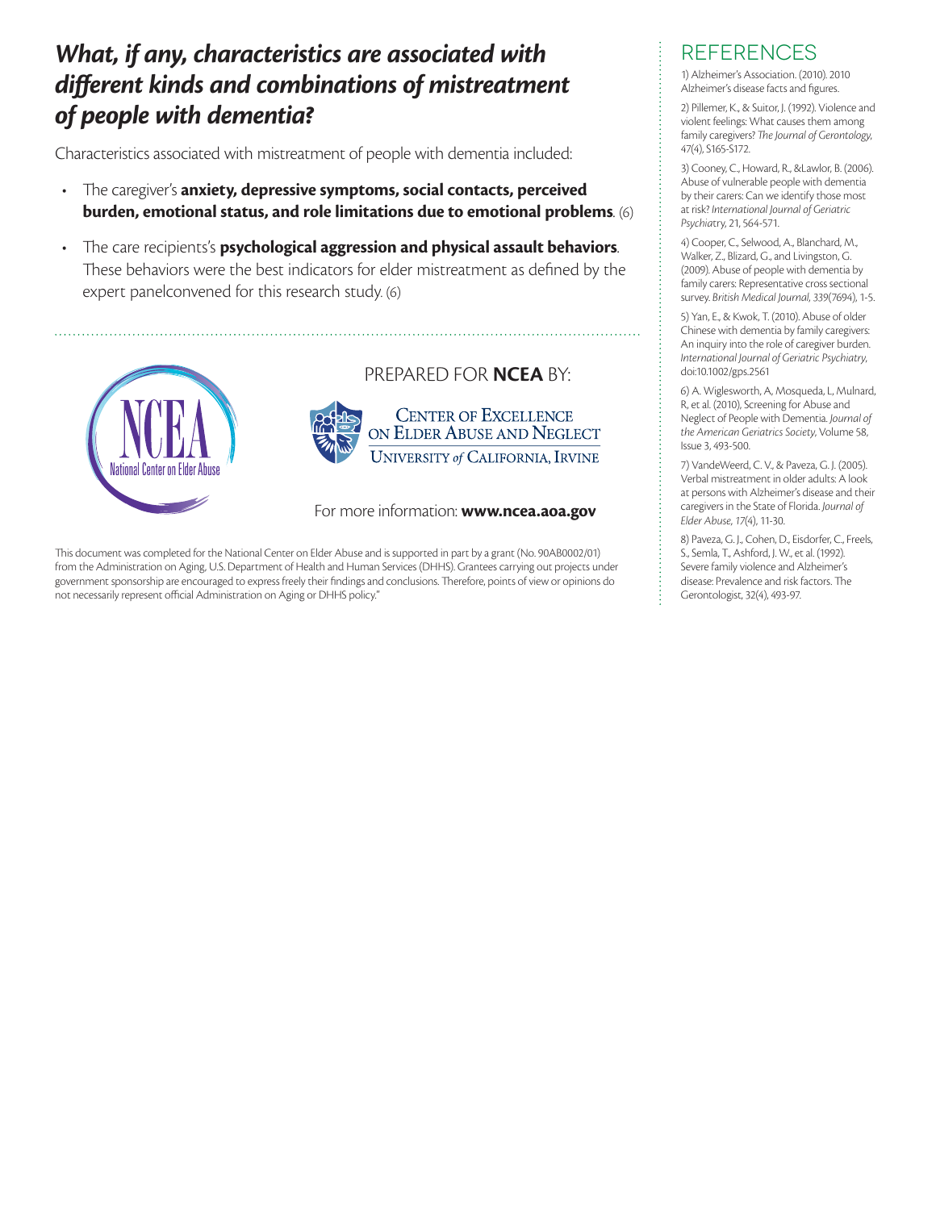## *What, if any, characteristics are associated with different kinds and combinations of mistreatment of people with dementia?*

Characteristics associated with mistreatment of people with dementia included:

- The caregiver's **anxiety, depressive symptoms, social contacts, perceived burden, emotional status, and role limitations due to emotional problems**. (6)
- The care recipients's **psychological aggression and physical assault behaviors**. These behaviors were the best indicators for elder mistreatment as defined by the expert panelconvened for this research study. (6)

PREPARED FOR **NCEA** BY:

CENTER OF EXCELLENCE ON ELDER ABUSE AND NEGLECT
UNIVERSITY *of* CALIFORNIA, IRVINE

For more information: **www.ncea.aoa.gov**

This document was completed for the National Center on Elder Abuse and is supported in part by a grant (No. 90AB0002/01) from the Administration on Aging, U.S. Department of Health and Human Services (DHHS). Grantees carrying out projects under government sponsorship are encouraged to express freely their findings and conclusions. Therefore, points of view or opinions do not necessarily represent official Administration on Aging or DHHS policy."

## REFERENCES

1) Alzheimer's Association. (2010). 2010 Alzheimer's disease facts and figures.

2) Pillemer, K., & Suitor, J. (1992). Violence and violent feelings: What causes them among family caregivers? *The Journal of Gerontology*, 47(4), S165-S172.

3) Cooney, C., Howard, R., &Lawlor, B. (2006). Abuse of vulnerable people with dementia by their carers: Can we identify those most at risk? *International Journal of Geriatric Psychiat*ry, 21, 564-571.

4) Cooper, C., Selwood, A., Blanchard, M., Walker, Z., Blizard, G., and Livingston, G. (2009). Abuse of people with dementia by family carers: Representative cross sectional survey. *British Medical Journal, 339*(7694), 1-5.

5) Yan, E., & Kwok, T. (2010). Abuse of older Chinese with dementia by family caregivers: An inquiry into the role of caregiver burden. *International Journal of Geriatric Psychiatry*, doi:10.1002/gps.2561

6) A. Wiglesworth, A, Mosqueda, L, Mulnard, R, et al. (2010), Screening for Abuse and Neglect of People with Dementia. *Journal of the American Geriatrics Society*, Volume 58, Issue 3, 493-500.

7) VandeWeerd, C. V., & Paveza, G. J. (2005). Verbal mistreatment in older adults: A look at persons with Alzheimer's disease and their caregivers in the State of Florida. *Journal of Elder Abuse, 17*(4), 11-30.

8) Paveza, G. J., Cohen, D., Eisdorfer, C., Freels, S., Semla, T., Ashford, J. W., et al. (1992). Severe family violence and Alzheimer's disease: Prevalence and risk factors. The Gerontologist, 32(4), 493-97.